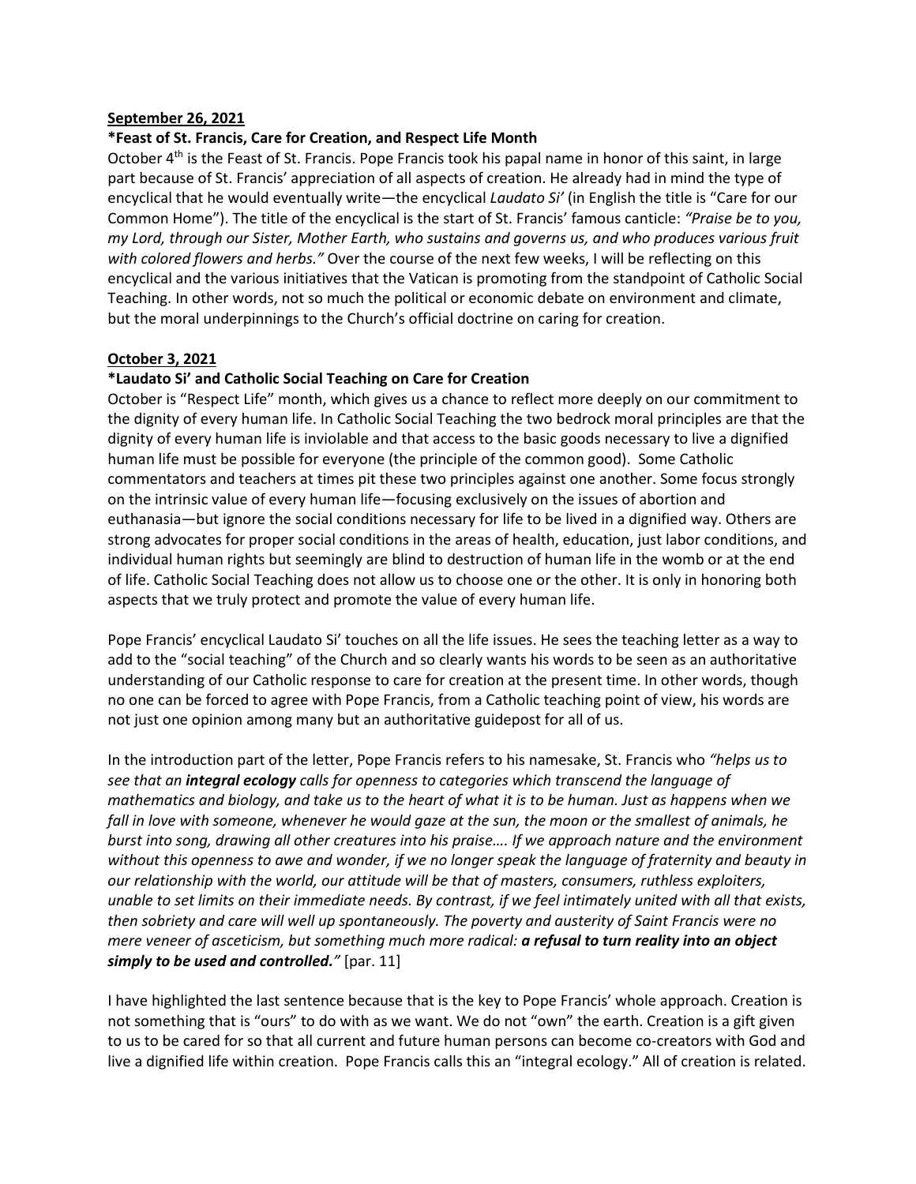**September 26, 2021**

**\*Feast of St. Francis, Care for Creation, and Respect Life Month**

October 4th is the Feast of St. Francis. Pope Francis took his papal name in honor of this saint, in large part because of St. Francis' appreciation of all aspects of creation. He already had in mind the type of encyclical that he would eventually write—the encyclical *Laudato Si'* (in English the title is "Care for our Common Home"). The title of the encyclical is the start of St. Francis' famous canticle: *"Praise be to you, my Lord, through our Sister, Mother Earth, who sustains and governs us, and who produces various fruit with colored flowers and herbs."* Over the course of the next few weeks, I will be reflecting on this encyclical and the various initiatives that the Vatican is promoting from the standpoint of Catholic Social Teaching. In other words, not so much the political or economic debate on environment and climate, but the moral underpinnings to the Church's official doctrine on caring for creation.

**October 3, 2021**

**\*Laudato Si' and Catholic Social Teaching on Care for Creation**

October is "Respect Life" month, which gives us a chance to reflect more deeply on our commitment to the dignity of every human life. In Catholic Social Teaching the two bedrock moral principles are that the dignity of every human life is inviolable and that access to the basic goods necessary to live a dignified human life must be possible for everyone (the principle of the common good). Some Catholic commentators and teachers at times pit these two principles against one another. Some focus strongly on the intrinsic value of every human life—focusing exclusively on the issues of abortion and euthanasia—but ignore the social conditions necessary for life to be lived in a dignified way. Others are strong advocates for proper social conditions in the areas of health, education, just labor conditions, and individual human rights but seemingly are blind to destruction of human life in the womb or at the end of life. Catholic Social Teaching does not allow us to choose one or the other. It is only in honoring both aspects that we truly protect and promote the value of every human life.

Pope Francis' encyclical Laudato Si' touches on all the life issues. He sees the teaching letter as a way to add to the "social teaching" of the Church and so clearly wants his words to be seen as an authoritative understanding of our Catholic response to care for creation at the present time. In other words, though no one can be forced to agree with Pope Francis, from a Catholic teaching point of view, his words are not just one opinion among many but an authoritative guidepost for all of us.

In the introduction part of the letter, Pope Francis refers to his namesake, St. Francis who *"helps us to see that an* ***integral ecology*** *calls for openness to categories which transcend the language of mathematics and biology, and take us to the heart of what it is to be human. Just as happens when we fall in love with someone, whenever he would gaze at the sun, the moon or the smallest of animals, he burst into song, drawing all other creatures into his praise…. If we approach nature and the environment without this openness to awe and wonder, if we no longer speak the language of fraternity and beauty in our relationship with the world, our attitude will be that of masters, consumers, ruthless exploiters, unable to set limits on their immediate needs. By contrast, if we feel intimately united with all that exists, then sobriety and care will well up spontaneously. The poverty and austerity of Saint Francis were no mere veneer of asceticism, but something much more radical:* ***a refusal to turn reality into an object simply to be used and controlled."*** [par. 11]

I have highlighted the last sentence because that is the key to Pope Francis' whole approach. Creation is not something that is "ours" to do with as we want. We do not "own" the earth. Creation is a gift given to us to be cared for so that all current and future human persons can become co-creators with God and live a dignified life within creation. Pope Francis calls this an "integral ecology." All of creation is related.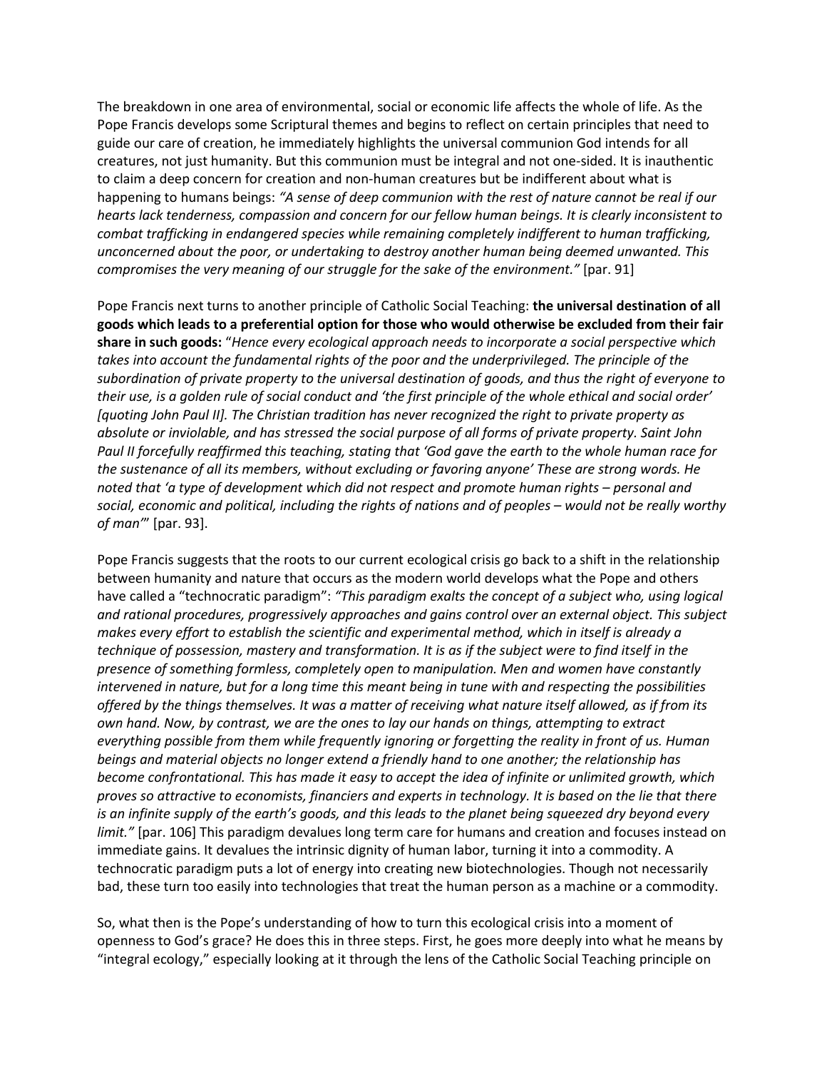The breakdown in one area of environmental, social or economic life affects the whole of life. As the Pope Francis develops some Scriptural themes and begins to reflect on certain principles that need to guide our care of creation, he immediately highlights the universal communion God intends for all creatures, not just humanity. But this communion must be integral and not one-sided. It is inauthentic to claim a deep concern for creation and non-human creatures but be indifferent about what is happening to humans beings: *"A sense of deep communion with the rest of nature cannot be real if our hearts lack tenderness, compassion and concern for our fellow human beings. It is clearly inconsistent to combat trafficking in endangered species while remaining completely indifferent to human trafficking, unconcerned about the poor, or undertaking to destroy another human being deemed unwanted. This compromises the very meaning of our struggle for the sake of the environment."* [par. 91]

Pope Francis next turns to another principle of Catholic Social Teaching: **the universal destination of all goods which leads to a preferential option for those who would otherwise be excluded from their fair share in such goods:** "*Hence every ecological approach needs to incorporate a social perspective which takes into account the fundamental rights of the poor and the underprivileged. The principle of the subordination of private property to the universal destination of goods, and thus the right of everyone to their use, is a golden rule of social conduct and 'the first principle of the whole ethical and social order' [quoting John Paul II]. The Christian tradition has never recognized the right to private property as absolute or inviolable, and has stressed the social purpose of all forms of private property. Saint John Paul II forcefully reaffirmed this teaching, stating that 'God gave the earth to the whole human race for the sustenance of all its members, without excluding or favoring anyone' These are strong words. He noted that 'a type of development which did not respect and promote human rights – personal and social, economic and political, including the rights of nations and of peoples – would not be really worthy of man'*" [par. 93].

Pope Francis suggests that the roots to our current ecological crisis go back to a shift in the relationship between humanity and nature that occurs as the modern world develops what the Pope and others have called a "technocratic paradigm": *"This paradigm exalts the concept of a subject who, using logical and rational procedures, progressively approaches and gains control over an external object. This subject makes every effort to establish the scientific and experimental method, which in itself is already a technique of possession, mastery and transformation. It is as if the subject were to find itself in the presence of something formless, completely open to manipulation. Men and women have constantly intervened in nature, but for a long time this meant being in tune with and respecting the possibilities offered by the things themselves. It was a matter of receiving what nature itself allowed, as if from its own hand. Now, by contrast, we are the ones to lay our hands on things, attempting to extract everything possible from them while frequently ignoring or forgetting the reality in front of us. Human beings and material objects no longer extend a friendly hand to one another; the relationship has become confrontational. This has made it easy to accept the idea of infinite or unlimited growth, which proves so attractive to economists, financiers and experts in technology. It is based on the lie that there is an infinite supply of the earth's goods, and this leads to the planet being squeezed dry beyond every limit."* [par. 106] This paradigm devalues long term care for humans and creation and focuses instead on immediate gains. It devalues the intrinsic dignity of human labor, turning it into a commodity. A technocratic paradigm puts a lot of energy into creating new biotechnologies. Though not necessarily bad, these turn too easily into technologies that treat the human person as a machine or a commodity.

So, what then is the Pope's understanding of how to turn this ecological crisis into a moment of openness to God's grace? He does this in three steps. First, he goes more deeply into what he means by "integral ecology," especially looking at it through the lens of the Catholic Social Teaching principle on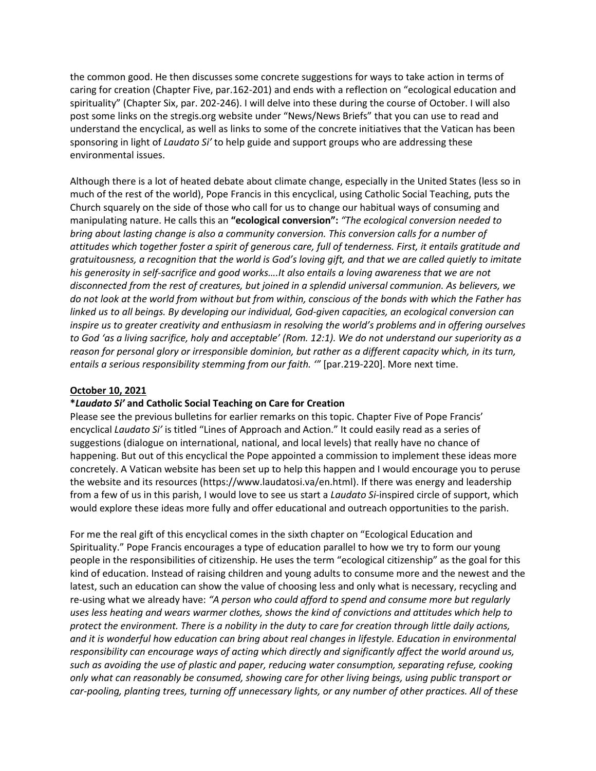the common good. He then discusses some concrete suggestions for ways to take action in terms of caring for creation (Chapter Five, par.162-201) and ends with a reflection on "ecological education and spirituality" (Chapter Six, par. 202-246). I will delve into these during the course of October. I will also post some links on the stregis.org website under "News/News Briefs" that you can use to read and understand the encyclical, as well as links to some of the concrete initiatives that the Vatican has been sponsoring in light of *Laudato Si'* to help guide and support groups who are addressing these environmental issues.

Although there is a lot of heated debate about climate change, especially in the United States (less so in much of the rest of the world), Pope Francis in this encyclical, using Catholic Social Teaching, puts the Church squarely on the side of those who call for us to change our habitual ways of consuming and manipulating nature. He calls this an **"ecological conversion":** *"The ecological conversion needed to bring about lasting change is also a community conversion. This conversion calls for a number of attitudes which together foster a spirit of generous care, full of tenderness. First, it entails gratitude and gratuitousness, a recognition that the world is God's loving gift, and that we are called quietly to imitate his generosity in self-sacrifice and good works….It also entails a loving awareness that we are not disconnected from the rest of creatures, but joined in a splendid universal communion. As believers, we do not look at the world from without but from within, conscious of the bonds with which the Father has linked us to all beings. By developing our individual, God-given capacities, an ecological conversion can inspire us to greater creativity and enthusiasm in resolving the world's problems and in offering ourselves to God 'as a living sacrifice, holy and acceptable' (Rom. 12:1). We do not understand our superiority as a reason for personal glory or irresponsible dominion, but rather as a different capacity which, in its turn, entails a serious responsibility stemming from our faith. '"* [par.219-220]. More next time.

**October 10, 2021**

**\*Laudato Si' and Catholic Social Teaching on Care for Creation**

Please see the previous bulletins for earlier remarks on this topic. Chapter Five of Pope Francis' encyclical *Laudato Si'* is titled "Lines of Approach and Action." It could easily read as a series of suggestions (dialogue on international, national, and local levels) that really have no chance of happening. But out of this encyclical the Pope appointed a commission to implement these ideas more concretely. A Vatican website has been set up to help this happen and I would encourage you to peruse the website and its resources (https://www.laudatosi.va/en.html). If there was energy and leadership from a few of us in this parish, I would love to see us start a *Laudato Si*-inspired circle of support, which would explore these ideas more fully and offer educational and outreach opportunities to the parish.

For me the real gift of this encyclical comes in the sixth chapter on "Ecological Education and Spirituality." Pope Francis encourages a type of education parallel to how we try to form our young people in the responsibilities of citizenship. He uses the term "ecological citizenship" as the goal for this kind of education. Instead of raising children and young adults to consume more and the newest and the latest, such an education can show the value of choosing less and only what is necessary, recycling and re-using what we already have: *"A person who could afford to spend and consume more but regularly uses less heating and wears warmer clothes, shows the kind of convictions and attitudes which help to protect the environment. There is a nobility in the duty to care for creation through little daily actions, and it is wonderful how education can bring about real changes in lifestyle. Education in environmental responsibility can encourage ways of acting which directly and significantly affect the world around us, such as avoiding the use of plastic and paper, reducing water consumption, separating refuse, cooking only what can reasonably be consumed, showing care for other living beings, using public transport or car-pooling, planting trees, turning off unnecessary lights, or any number of other practices. All of these*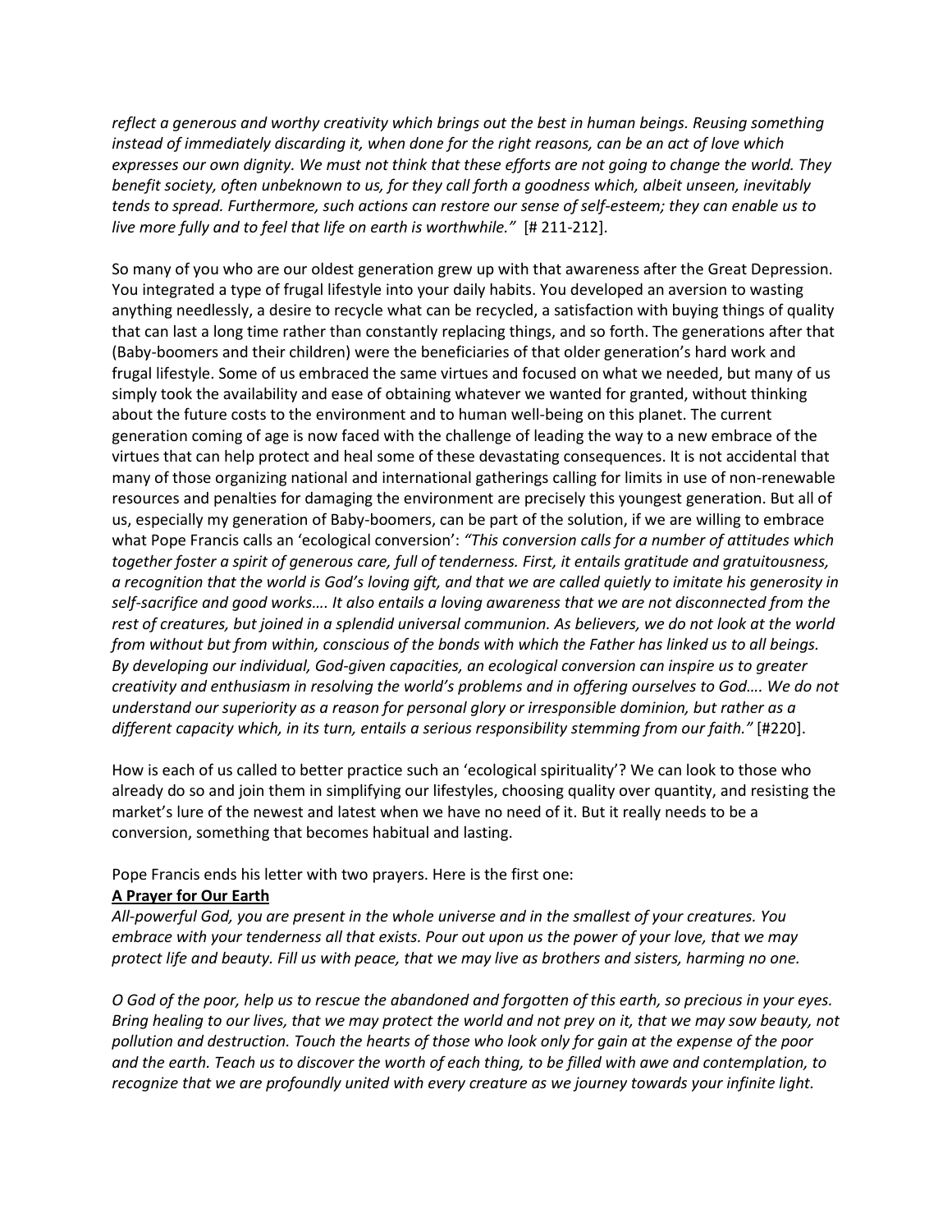*reflect a generous and worthy creativity which brings out the best in human beings. Reusing something instead of immediately discarding it, when done for the right reasons, can be an act of love which expresses our own dignity. We must not think that these efforts are not going to change the world. They benefit society, often unbeknown to us, for they call forth a goodness which, albeit unseen, inevitably tends to spread. Furthermore, such actions can restore our sense of self-esteem; they can enable us to live more fully and to feel that life on earth is worthwhile."* [# 211-212].

So many of you who are our oldest generation grew up with that awareness after the Great Depression. You integrated a type of frugal lifestyle into your daily habits. You developed an aversion to wasting anything needlessly, a desire to recycle what can be recycled, a satisfaction with buying things of quality that can last a long time rather than constantly replacing things, and so forth. The generations after that (Baby-boomers and their children) were the beneficiaries of that older generation's hard work and frugal lifestyle. Some of us embraced the same virtues and focused on what we needed, but many of us simply took the availability and ease of obtaining whatever we wanted for granted, without thinking about the future costs to the environment and to human well-being on this planet. The current generation coming of age is now faced with the challenge of leading the way to a new embrace of the virtues that can help protect and heal some of these devastating consequences. It is not accidental that many of those organizing national and international gatherings calling for limits in use of non-renewable resources and penalties for damaging the environment are precisely this youngest generation. But all of us, especially my generation of Baby-boomers, can be part of the solution, if we are willing to embrace what Pope Francis calls an 'ecological conversion': *"This conversion calls for a number of attitudes which together foster a spirit of generous care, full of tenderness. First, it entails gratitude and gratuitousness, a recognition that the world is God's loving gift, and that we are called quietly to imitate his generosity in self-sacrifice and good works…. It also entails a loving awareness that we are not disconnected from the rest of creatures, but joined in a splendid universal communion. As believers, we do not look at the world from without but from within, conscious of the bonds with which the Father has linked us to all beings. By developing our individual, God-given capacities, an ecological conversion can inspire us to greater creativity and enthusiasm in resolving the world's problems and in offering ourselves to God…. We do not understand our superiority as a reason for personal glory or irresponsible dominion, but rather as a different capacity which, in its turn, entails a serious responsibility stemming from our faith."* [#220].

How is each of us called to better practice such an 'ecological spirituality'? We can look to those who already do so and join them in simplifying our lifestyles, choosing quality over quantity, and resisting the market's lure of the newest and latest when we have no need of it. But it really needs to be a conversion, something that becomes habitual and lasting.

Pope Francis ends his letter with two prayers. Here is the first one:

**A Prayer for Our Earth**

*All-powerful God, you are present in the whole universe and in the smallest of your creatures. You embrace with your tenderness all that exists. Pour out upon us the power of your love, that we may protect life and beauty. Fill us with peace, that we may live as brothers and sisters, harming no one.*

*O God of the poor, help us to rescue the abandoned and forgotten of this earth, so precious in your eyes. Bring healing to our lives, that we may protect the world and not prey on it, that we may sow beauty, not pollution and destruction. Touch the hearts of those who look only for gain at the expense of the poor and the earth. Teach us to discover the worth of each thing, to be filled with awe and contemplation, to recognize that we are profoundly united with every creature as we journey towards your infinite light.*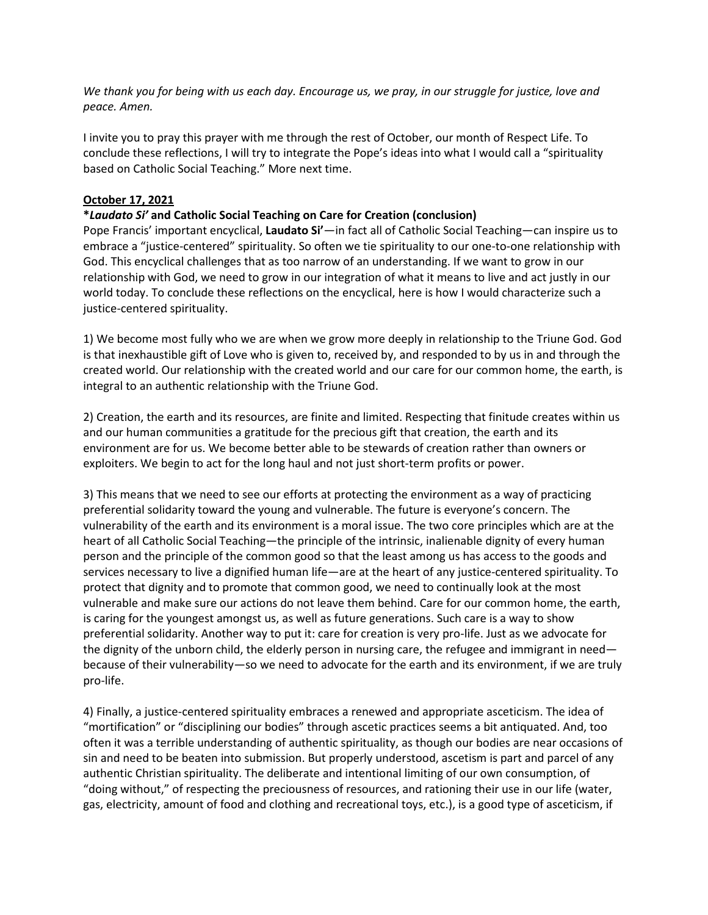*We thank you for being with us each day. Encourage us, we pray, in our struggle for justice, love and peace. Amen.*

I invite you to pray this prayer with me through the rest of October, our month of Respect Life. To conclude these reflections, I will try to integrate the Pope's ideas into what I would call a "spirituality based on Catholic Social Teaching." More next time.

**October 17, 2021**

***Laudato Si'* and Catholic Social Teaching on Care for Creation (conclusion)**

Pope Francis' important encyclical, **Laudato Si'**—in fact all of Catholic Social Teaching—can inspire us to embrace a "justice-centered" spirituality. So often we tie spirituality to our one-to-one relationship with God. This encyclical challenges that as too narrow of an understanding. If we want to grow in our relationship with God, we need to grow in our integration of what it means to live and act justly in our world today. To conclude these reflections on the encyclical, here is how I would characterize such a justice-centered spirituality.

1) We become most fully who we are when we grow more deeply in relationship to the Triune God. God is that inexhaustible gift of Love who is given to, received by, and responded to by us in and through the created world. Our relationship with the created world and our care for our common home, the earth, is integral to an authentic relationship with the Triune God.

2) Creation, the earth and its resources, are finite and limited. Respecting that finitude creates within us and our human communities a gratitude for the precious gift that creation, the earth and its environment are for us. We become better able to be stewards of creation rather than owners or exploiters. We begin to act for the long haul and not just short-term profits or power.

3) This means that we need to see our efforts at protecting the environment as a way of practicing preferential solidarity toward the young and vulnerable. The future is everyone's concern. The vulnerability of the earth and its environment is a moral issue. The two core principles which are at the heart of all Catholic Social Teaching—the principle of the intrinsic, inalienable dignity of every human person and the principle of the common good so that the least among us has access to the goods and services necessary to live a dignified human life—are at the heart of any justice-centered spirituality. To protect that dignity and to promote that common good, we need to continually look at the most vulnerable and make sure our actions do not leave them behind. Care for our common home, the earth, is caring for the youngest amongst us, as well as future generations. Such care is a way to show preferential solidarity. Another way to put it: care for creation is very pro-life. Just as we advocate for the dignity of the unborn child, the elderly person in nursing care, the refugee and immigrant in need—because of their vulnerability—so we need to advocate for the earth and its environment, if we are truly pro-life.

4) Finally, a justice-centered spirituality embraces a renewed and appropriate asceticism. The idea of "mortification" or "disciplining our bodies" through ascetic practices seems a bit antiquated. And, too often it was a terrible understanding of authentic spirituality, as though our bodies are near occasions of sin and need to be beaten into submission. But properly understood, ascetism is part and parcel of any authentic Christian spirituality. The deliberate and intentional limiting of our own consumption, of "doing without," of respecting the preciousness of resources, and rationing their use in our life (water, gas, electricity, amount of food and clothing and recreational toys, etc.), is a good type of asceticism, if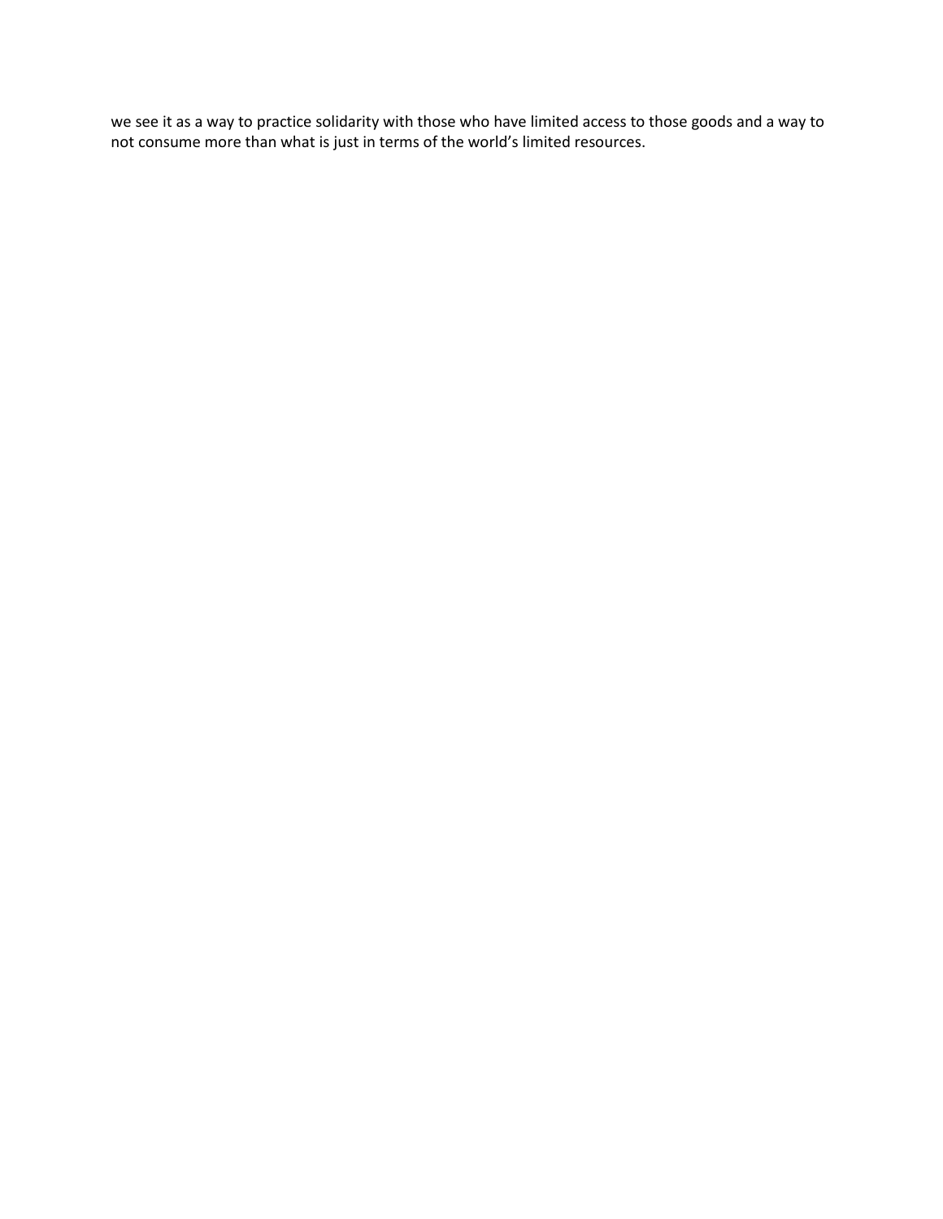we see it as a way to practice solidarity with those who have limited access to those goods and a way to not consume more than what is just in terms of the world's limited resources.